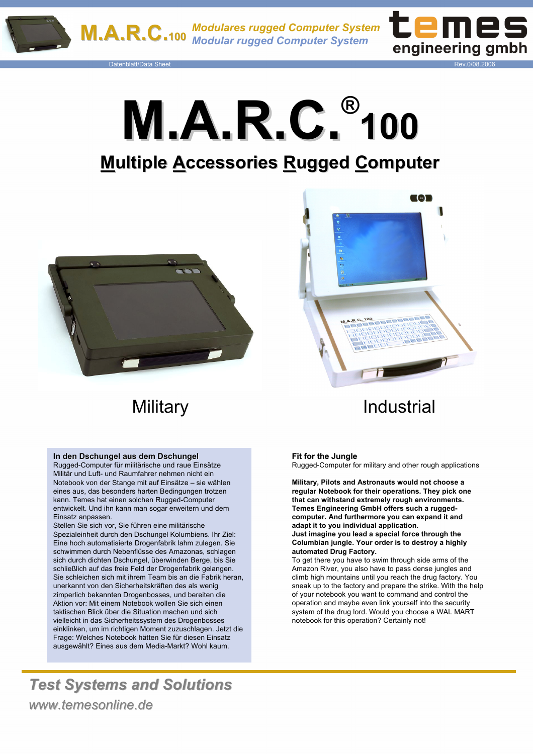# M.A.R.C.® 100

## Multiple Accessories Rugged Computer

Military

Industrial

**In den Dschungel aus dem Dschungel**
Rugged-Computer für militärische und raue Einsätze
Militär und Luft- und Raumfahrer nehmen nicht ein Notebook von der Stange mit auf Einsätze – sie wählen eines aus, das besonders harten Bedingungen trotzen kann. Temes hat einen solchen Rugged-Computer entwickelt. Und ihn kann man sogar erweitern und dem Einsatz anpassen.
Stellen Sie sich vor, Sie führen eine militärische Spezialeinheit durch den Dschungel Kolumbiens. Ihr Ziel: Eine hoch automatisierte Drogenfabrik lahm zulegen. Sie schwimmen durch Nebenflüsse des Amazonas, schlagen sich durch dichten Dschungel, überwinden Berge, bis Sie schließlich auf das freie Feld der Drogenfabrik gelangen. Sie schleichen sich mit ihrem Team bis an die Fabrik heran, unerkannt von den Sicherheitskräften des als wenig zimperlich bekannten Drogenbosses, und bereiten die Aktion vor: Mit einem Notebook wollen Sie sich einen taktischen Blick über die Situation machen und sich vielleicht in das Sicherheitssystem des Drogenbosses einklinken, um im richtigen Moment zuzuschlagen. Jetzt die Frage: Welches Notebook hätten Sie für diesen Einsatz ausgewählt? Eines aus dem Media-Markt? Wohl kaum.

**Fit for the Jungle**
Rugged-Computer for military and other rough applications

**Military, Pilots and Astronauts would not choose a regular Notebook for their operations. They pick one that can withstand extremely rough environments. Temes Engineering GmbH offers such a rugged-computer. And furthermore you can expand it and adapt it to you individual application.**
**Just imagine you lead a special force through the Columbian jungle. Your order is to destroy a highly automated Drug Factory.**
To get there you have to swim through side arms of the Amazon River, you also have to pass dense jungles and climb high mountains until you reach the drug factory. You sneak up to the factory and prepare the strike. With the help of your notebook you want to command and control the operation and maybe even link yourself into the security system of the drug lord. Would you choose a WAL MART notebook for this operation? Certainly not!

*Test Systems and Solutions*
*www.temesonline.de*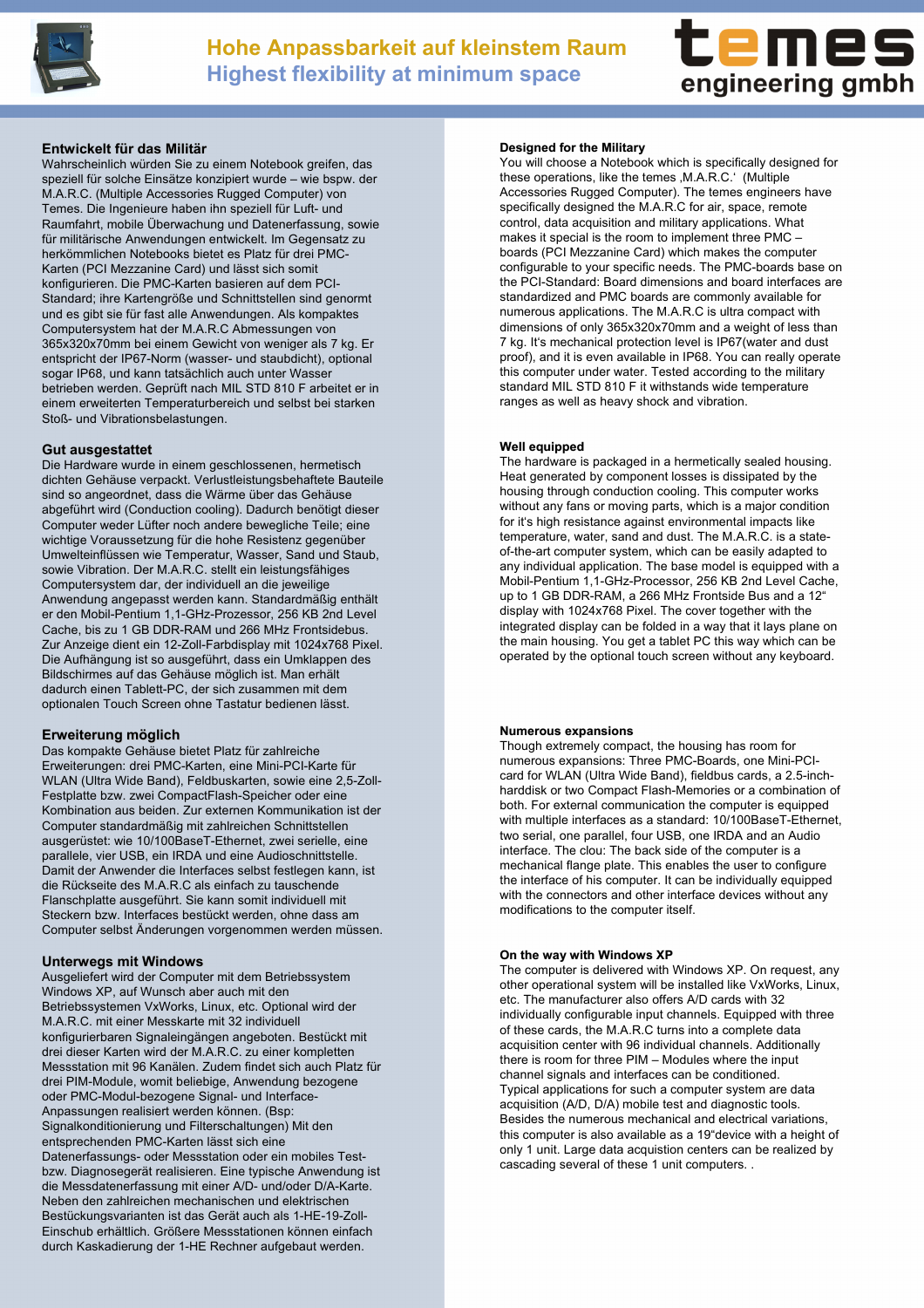# Hohe Anpassbarkeit auf kleinstem Raum
# Highest flexibility at minimum space

temes engineering gmbh

## Entwickelt für das Militär

Wahrscheinlich würden Sie zu einem Notebook greifen, das speziell für solche Einsätze konzipiert wurde – wie bspw. der M.A.R.C. (Multiple Accessories Rugged Computer) von Temes. Die Ingenieure haben ihn speziell für Luft- und Raumfahrt, mobile Überwachung und Datenerfassung, sowie für militärische Anwendungen entwickelt. Im Gegensatz zu herkömmlichen Notebooks bietet es Platz für drei PMC-Karten (PCI Mezzanine Card) und lässt sich somit konfigurieren. Die PMC-Karten basieren auf dem PCI-Standard; ihre Kartengröße und Schnittstellen sind genormt und es gibt sie für fast alle Anwendungen. Als kompaktes Computersystem hat der M.A.R.C Abmessungen von 365x320x70mm bei einem Gewicht von weniger als 7 kg. Er entspricht der IP67-Norm (wasser- und staubdicht), optional sogar IP68, und kann tatsächlich auch unter Wasser betrieben werden. Geprüft nach MIL STD 810 F arbeitet er in einem erweiterten Temperaturbereich und selbst bei starken Stoß- und Vibrationsbelastungen.

## Gut ausgestattet

Die Hardware wurde in einem geschlossenen, hermetisch dichten Gehäuse verpackt. Verlustleistungsbehaftete Bauteile sind so angeordnet, dass die Wärme über das Gehäuse abgeführt wird (Conduction cooling). Dadurch benötigt dieser Computer weder Lüfter noch andere bewegliche Teile; eine wichtige Voraussetzung für die hohe Resistenz gegenüber Umwelteinflüssen wie Temperatur, Wasser, Sand und Staub, sowie Vibration. Der M.A.R.C. stellt ein leistungsfähiges Computersystem dar, der individuell an die jeweilige Anwendung angepasst werden kann. Standardmäßig enthält er den Mobil-Pentium 1,1-GHz-Prozessor, 256 KB 2nd Level Cache, bis zu 1 GB DDR-RAM und 266 MHz Frontsidebus. Zur Anzeige dient ein 12-Zoll-Farbdisplay mit 1024x768 Pixel. Die Aufhängung ist so ausgeführt, dass ein Umklappen des Bildschirmes auf das Gehäuse möglich ist. Man erhält dadurch einen Tablett-PC, der sich zusammen mit dem optionalen Touch Screen ohne Tastatur bedienen lässt.

## Erweiterung möglich

Das kompakte Gehäuse bietet Platz für zahlreiche Erweiterungen: drei PMC-Karten, eine Mini-PCI-Karte für WLAN (Ultra Wide Band), Feldbuskarten, sowie eine 2,5-Zoll-Festplatte bzw. zwei CompactFlash-Speicher oder eine Kombination aus beiden. Zur externen Kommunikation ist der Computer standardmäßig mit zahlreichen Schnittstellen ausgerüstet: wie 10/100BaseT-Ethernet, zwei serielle, eine parallele, vier USB, ein IRDA und eine Audioschnittstelle. Damit der Anwender die Interfaces selbst festlegen kann, ist die Rückseite des M.A.R.C als einfach zu tauschende Flanschplatte ausgeführt. Sie kann somit individuell mit Steckern bzw. Interfaces bestückt werden, ohne dass am Computer selbst Änderungen vorgenommen werden müssen.

## Unterwegs mit Windows

Ausgeliefert wird der Computer mit dem Betriebssystem Windows XP, auf Wunsch aber auch mit den Betriebssystemen VxWorks, Linux, etc. Optional wird der M.A.R.C. mit einer Messkarte mit 32 individuell konfigurierbaren Signaleingängen angeboten. Bestückt mit drei dieser Karten wird der M.A.R.C. zu einer kompletten Messstation mit 96 Kanälen. Zudem findet sich auch Platz für drei PIM-Module, womit beliebige, Anwendung bezogene oder PMC-Modul-bezogene Signal- und Interface-Anpassungen realisiert werden können. (Bsp: Signalkonditionierung und Filterschaltungen) Mit den entsprechenden PMC-Karten lässt sich eine Datenerfassungs- oder Messstation oder ein mobiles Test- bzw. Diagnosegerät realisieren. Eine typische Anwendung ist die Messdatenerfassung mit einer A/D- und/oder D/A-Karte. Neben den zahlreichen mechanischen und elektrischen Bestückungsvarianten ist das Gerät auch als 1-HE-19-Zoll-Einschub erhältlich. Größere Messstationen können einfach durch Kaskadierung der 1-HE Rechner aufgebaut werden.

## Designed for the Military

You will choose a Notebook which is specifically designed for these operations, like the temes ‚M.A.R.C.‘ (Multiple Accessories Rugged Computer). The temes engineers have specifically designed the M.A.R.C for air, space, remote control, data acquisition and military applications. What makes it special is the room to implement three PMC – boards (PCI Mezzanine Card) which makes the computer configurable to your specific needs. The PMC-boards base on the PCI-Standard: Board dimensions and board interfaces are standardized and PMC boards are commonly available for numerous applications. The M.A.R.C is ultra compact with dimensions of only 365x320x70mm and a weight of less than 7 kg. It's mechanical protection level is IP67(water and dust proof), and it is even available in IP68. You can really operate this computer under water. Tested according to the military standard MIL STD 810 F it withstands wide temperature ranges as well as heavy shock and vibration.

## Well equipped

The hardware is packaged in a hermetically sealed housing. Heat generated by component losses is dissipated by the housing through conduction cooling. This computer works without any fans or moving parts, which is a major condition for it's high resistance against environmental impacts like temperature, water, sand and dust. The M.A.R.C. is a state-of-the-art computer system, which can be easily adapted to any individual application. The base model is equipped with a Mobil-Pentium 1,1-GHz-Processor, 256 KB 2nd Level Cache, up to 1 GB DDR-RAM, a 266 MHz Frontside Bus and a 12“ display with 1024x768 Pixel. The cover together with the integrated display can be folded in a way that it lays plane on the main housing. You get a tablet PC this way which can be operated by the optional touch screen without any keyboard.

## Numerous expansions

Though extremely compact, the housing has room for numerous expansions: Three PMC-Boards, one Mini-PCI-card for WLAN (Ultra Wide Band), fieldbus cards, a 2.5-inch-harddisk or two Compact Flash-Memories or a combination of both. For external communication the computer is equipped with multiple interfaces as a standard: 10/100BaseT-Ethernet, two serial, one parallel, four USB, one IRDA and an Audio interface. The clou: The back side of the computer is a mechanical flange plate. This enables the user to configure the interface of his computer. It can be individually equipped with the connectors and other interface devices without any modifications to the computer itself.

## On the way with Windows XP

The computer is delivered with Windows XP. On request, any other operational system will be installed like VxWorks, Linux, etc. The manufacturer also offers A/D cards with 32 individually configurable input channels. Equipped with three of these cards, the M.A.R.C turns into a complete data acquisition center with 96 individual channels. Additionally there is room for three PIM – Modules where the input channel signals and interfaces can be conditioned.
Typical applications for such a computer system are data acquisition (A/D, D/A) mobile test and diagnostic tools. Besides the numerous mechanical and electrical variations, this computer is also available as a 19“device with a height of only 1 unit. Large data acquistion centers can be realized by cascading several of these 1 unit computers. .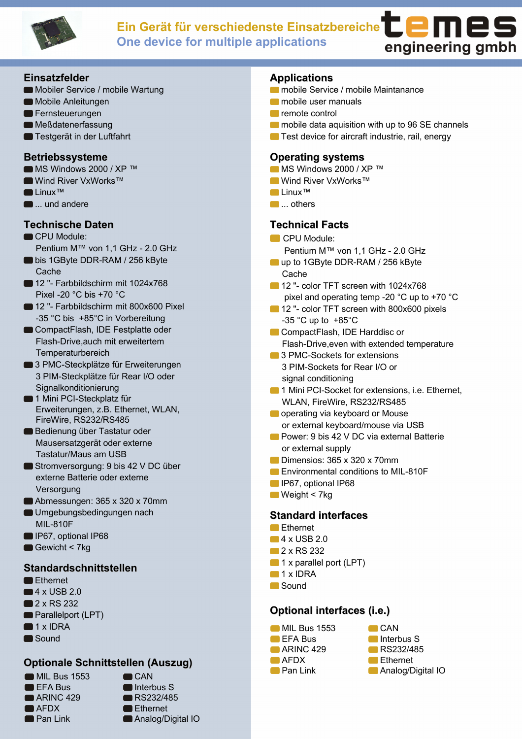Ein Gerät für verschiedenste Einsatzbereiche
One device for multiple applications

temes engineering gmbh

## Einsatzfelder

- Mobiler Service / mobile Wartung
- Mobile Anleitungen
- Fernsteuerungen
- Meßdatenerfassung
- Testgerät in der Luftfahrt

## Betriebssysteme

- MS Windows 2000 / XP ™
- Wind River VxWorks™
- Linux™
- ... und andere

## Technische Daten

- CPU Module:
  Pentium M™ von 1,1 GHz - 2.0 GHz
- bis 1GByte DDR-RAM / 256 kByte Cache
- 12 "- Farbbildschirm mit 1024x768 Pixel -20 °C bis +70 °C
- 12 "- Farbbildschirm mit 800x600 Pixel -35 °C bis +85°C in Vorbereitung
- CompactFlash, IDE Festplatte oder Flash-Drive,auch mit erweitertem Temperaturbereich
- 3 PMC-Steckplätze für Erweiterungen
  3 PIM-Steckplätze für Rear I/O oder Signalkonditionierung
- 1 Mini PCI-Steckplatz für Erweiterungen, z.B. Ethernet, WLAN, FireWire, RS232/RS485
- Bedienung über Tastatur oder Mausersatzgerät oder externe Tastatur/Maus am USB
- Stromversorgung: 9 bis 42 V DC über externe Batterie oder externe Versorgung
- Abmessungen: 365 x 320 x 70mm
- Umgebungsbedingungen nach MIL-810F
- IP67, optional IP68
- Gewicht < 7kg

## Standardschnittstellen

- Ethernet
- 4 x USB 2.0
- 2 x RS 232
- Parallelport (LPT)
- 1 x IDRA
- Sound

## Optionale Schnittstellen (Auszug)

- MIL Bus 1553
- EFA Bus
- ARINC 429
- AFDX
- Pan Link
- CAN
- Interbus S
- RS232/485
- Ethernet
- Analog/Digital IO

## Applications

- mobile Service / mobile Maintanance
- mobile user manuals
- remote control
- mobile data aquisition with up to 96 SE channels
- Test device for aircraft industrie, rail, energy

## Operating systems

- MS Windows 2000 / XP ™
- Wind River VxWorks™
- Linux™
- ... others

## Technical Facts

- CPU Module:
  Pentium M™ von 1,1 GHz - 2.0 GHz
- up to 1GByte DDR-RAM / 256 kByte Cache
- 12 "- color TFT screen with 1024x768 pixel and operating temp -20 °C up to +70 °C
- 12 "- color TFT screen with 800x600 pixels -35 °C up to +85°C
- CompactFlash, IDE Harddisc or Flash-Drive,even with extended temperature
- 3 PMC-Sockets for extensions
  3 PIM-Sockets for Rear I/O or signal conditioning
- 1 Mini PCI-Socket for extensions, i.e. Ethernet, WLAN, FireWire, RS232/RS485
- operating via keyboard or Mouse or external keyboard/mouse via USB
- Power: 9 bis 42 V DC via external Batterie or external supply
- Dimensions: 365 x 320 x 70mm
- Environmental conditions to MIL-810F
- IP67, optional IP68
- Weight < 7kg

## Standard interfaces

- Ethernet
- 4 x USB 2.0
- 2 x RS 232
- 1 x parallel port (LPT)
- 1 x IDRA
- Sound

## Optional interfaces (i.e.)

- MIL Bus 1553
- EFA Bus
- ARINC 429
- AFDX
- Pan Link
- CAN
- Interbus S
- RS232/485
- Ethernet
- Analog/Digital IO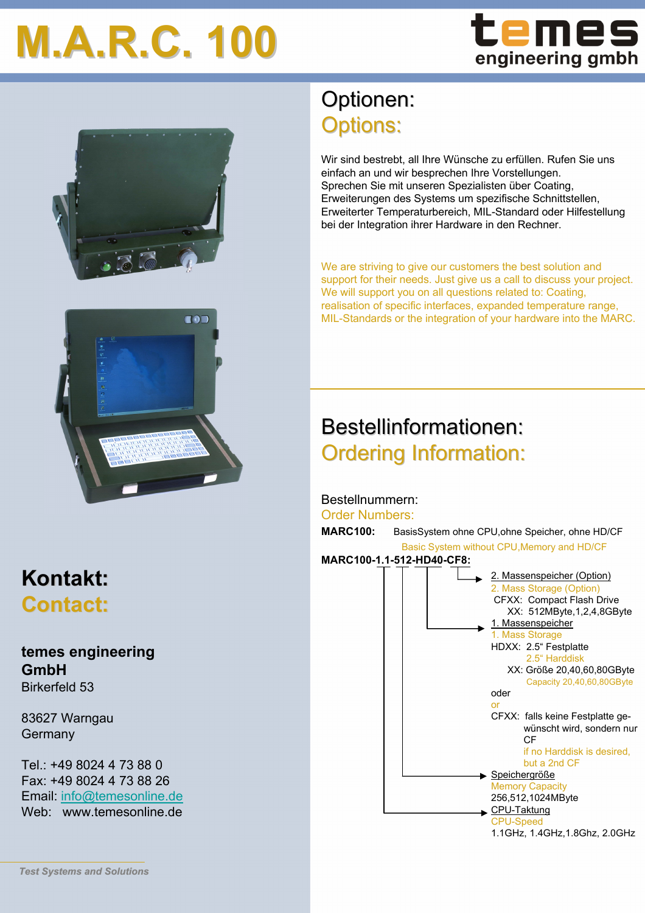# M.A.R.C. 100

**temes** engineering gmbh

## Optionen:
## Options:

Wir sind bestrebt, all Ihre Wünsche zu erfüllen. Rufen Sie uns einfach an und wir besprechen Ihre Vorstellungen.
Sprechen Sie mit unseren Spezialisten über Coating, Erweiterungen des Systems um spezifische Schnittstellen, Erweiterter Temperaturbereich, MIL-Standard oder Hilfestellung bei der Integration ihrer Hardware in den Rechner.

We are striving to give our customers the best solution and support for their needs. Just give us a call to discuss your project. We will support you on all questions related to: Coating, realisation of specific interfaces, expanded temperature range, MIL-Standards or the integration of your hardware into the MARC.

## Bestellinformationen:
## Ordering Information:

Bestellnummern:
Order Numbers:

**MARC100:** BasisSystem ohne CPU,ohne Speicher, ohne HD/CF
Basic System without CPU,Memory and HD/CF

**MARC100-1.1-512-HD40-CF8:**

- 2. Massenspeicher (Option) / 2. Mass Storage (Option) (CF8)
  - CFXX: Compact Flash Drive
  - XX: 512MByte,1,2,4,8GByte
- 1. Massenspeicher / 1. Mass Storage (HD40)
  - HDXX: 2.5“ Festplatte / 2.5“ Harddisk
  - XX: Größe 20,40,60,80GByte / Capacity 20,40,60,80GByte
  - oder / or
  - CFXX: falls keine Festplatte gewünscht wird, sondern nur CF / if no Harddisk is desired, but a 2nd CF
- Speichergröße / Memory Capacity (512)
  - 256,512,1024MByte
- CPU-Taktung / CPU-Speed (1.1)
  - 1.1GHz, 1.4GHz,1.8Ghz, 2.0GHz

## Kontakt:
## Contact:

**temes engineering GmbH**
Birkerfeld 53

83627 Warngau
Germany

Tel.: +49 8024 4 73 88 0
Fax: +49 8024 4 73 88 26
Email: info@temesonline.de
Web: www.temesonline.de

*Test Systems and Solutions*